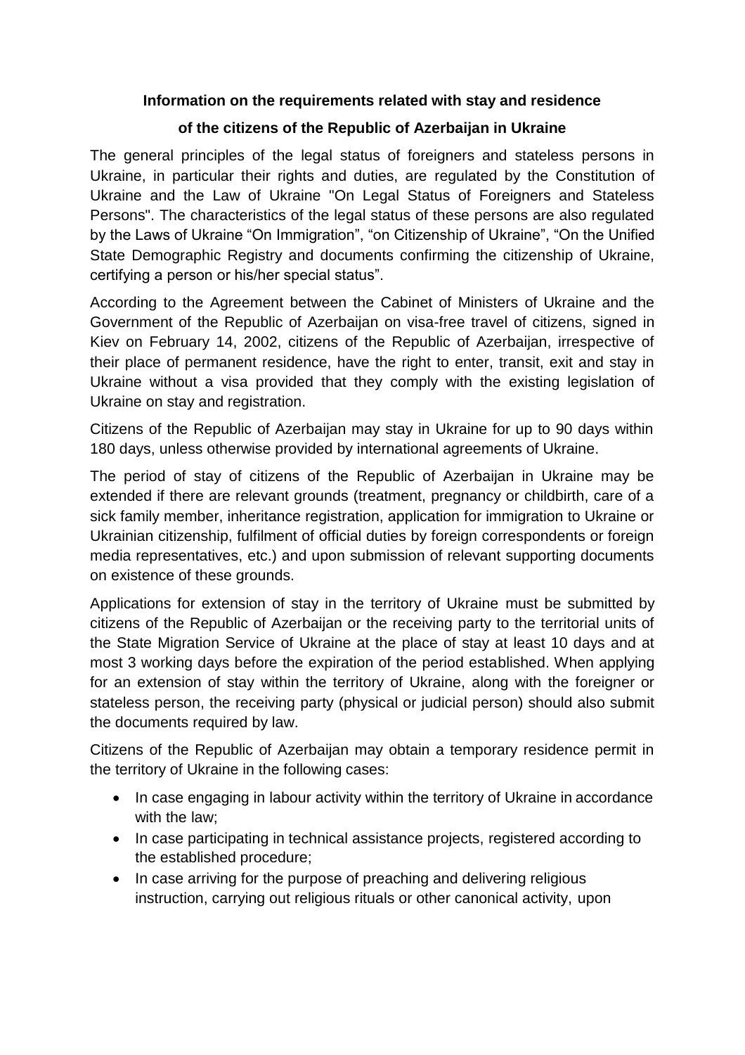**Information on the requirements related with stay and residence**

**of the citizens of the Republic of Azerbaijan in Ukraine**

The general principles of the legal status of foreigners and stateless persons in Ukraine, in particular their rights and duties, are regulated by the Constitution of Ukraine and the Law of Ukraine "On Legal Status of Foreigners and Stateless Persons". The characteristics of the legal status of these persons are also regulated by the Laws of Ukraine “On Immigration”, “on Citizenship of Ukraine”, “On the Unified State Demographic Registry and documents confirming the citizenship of Ukraine, certifying a person or his/her special status”.

According to the Agreement between the Cabinet of Ministers of Ukraine and the Government of the Republic of Azerbaijan on visa-free travel of citizens, signed in Kiev on February 14, 2002, citizens of the Republic of Azerbaijan, irrespective of their place of permanent residence, have the right to enter, transit, exit and stay in Ukraine without a visa provided that they comply with the existing legislation of Ukraine on stay and registration.

Citizens of the Republic of Azerbaijan may stay in Ukraine for up to 90 days within 180 days, unless otherwise provided by international agreements of Ukraine.

The period of stay of citizens of the Republic of Azerbaijan in Ukraine may be extended if there are relevant grounds (treatment, pregnancy or childbirth, care of a sick family member, inheritance registration, application for immigration to Ukraine or Ukrainian citizenship, fulfilment of official duties by foreign correspondents or foreign media representatives, etc.) and upon submission of relevant supporting documents on existence of these grounds.

Applications for extension of stay in the territory of Ukraine must be submitted by citizens of the Republic of Azerbaijan or the receiving party to the territorial units of the State Migration Service of Ukraine at the place of stay at least 10 days and at most 3 working days before the expiration of the period established. When applying for an extension of stay within the territory of Ukraine, along with the foreigner or stateless person, the receiving party (physical or judicial person) should also submit the documents required by law.

Citizens of the Republic of Azerbaijan may obtain a temporary residence permit in the territory of Ukraine in the following cases:

- In case engaging in labour activity within the territory of Ukraine in accordance with the law;
- In case participating in technical assistance projects, registered according to the established procedure;
- In case arriving for the purpose of preaching and delivering religious instruction, carrying out religious rituals or other canonical activity, upon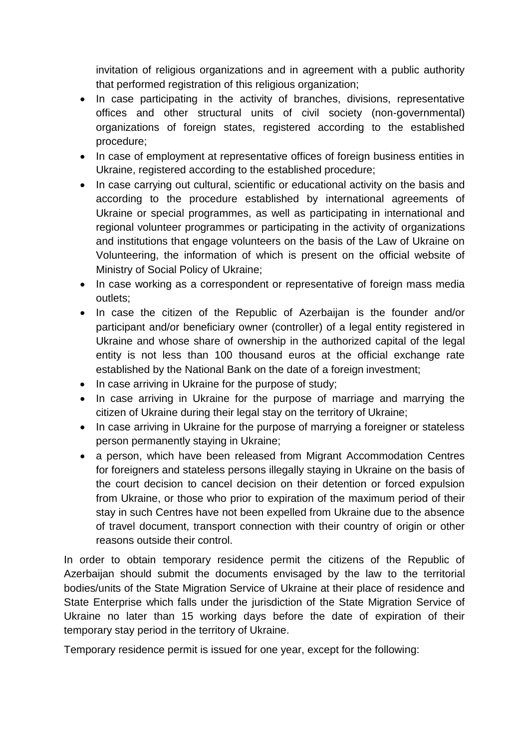invitation of religious organizations and in agreement with a public authority that performed registration of this religious organization;

- In case participating in the activity of branches, divisions, representative offices and other structural units of civil society (non-governmental) organizations of foreign states, registered according to the established procedure;
- In case of employment at representative offices of foreign business entities in Ukraine, registered according to the established procedure;
- In case carrying out cultural, scientific or educational activity on the basis and according to the procedure established by international agreements of Ukraine or special programmes, as well as participating in international and regional volunteer programmes or participating in the activity of organizations and institutions that engage volunteers on the basis of the Law of Ukraine on Volunteering, the information of which is present on the official website of Ministry of Social Policy of Ukraine;
- In case working as a correspondent or representative of foreign mass media outlets;
- In case the citizen of the Republic of Azerbaijan is the founder and/or participant and/or beneficiary owner (controller) of a legal entity registered in Ukraine and whose share of ownership in the authorized capital of the legal entity is not less than 100 thousand euros at the official exchange rate established by the National Bank on the date of a foreign investment;
- In case arriving in Ukraine for the purpose of study;
- In case arriving in Ukraine for the purpose of marriage and marrying the citizen of Ukraine during their legal stay on the territory of Ukraine;
- In case arriving in Ukraine for the purpose of marrying a foreigner or stateless person permanently staying in Ukraine;
- a person, which have been released from Migrant Accommodation Centres for foreigners and stateless persons illegally staying in Ukraine on the basis of the court decision to cancel decision on their detention or forced expulsion from Ukraine, or those who prior to expiration of the maximum period of their stay in such Centres have not been expelled from Ukraine due to the absence of travel document, transport connection with their country of origin or other reasons outside their control.

In order to obtain temporary residence permit the citizens of the Republic of Azerbaijan should submit the documents envisaged by the law to the territorial bodies/units of the State Migration Service of Ukraine at their place of residence and State Enterprise which falls under the jurisdiction of the State Migration Service of Ukraine no later than 15 working days before the date of expiration of their temporary stay period in the territory of Ukraine.

Temporary residence permit is issued for one year, except for the following: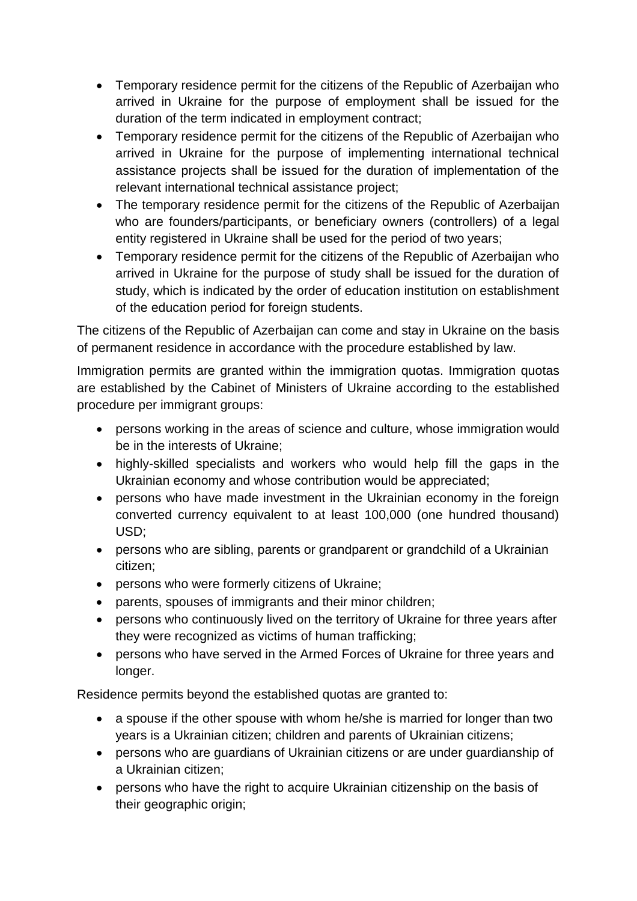- Temporary residence permit for the citizens of the Republic of Azerbaijan who arrived in Ukraine for the purpose of employment shall be issued for the duration of the term indicated in employment contract;
- Temporary residence permit for the citizens of the Republic of Azerbaijan who arrived in Ukraine for the purpose of implementing international technical assistance projects shall be issued for the duration of implementation of the relevant international technical assistance project;
- The temporary residence permit for the citizens of the Republic of Azerbaijan who are founders/participants, or beneficiary owners (controllers) of a legal entity registered in Ukraine shall be used for the period of two years;
- Temporary residence permit for the citizens of the Republic of Azerbaijan who arrived in Ukraine for the purpose of study shall be issued for the duration of study, which is indicated by the order of education institution on establishment of the education period for foreign students.

The citizens of the Republic of Azerbaijan can come and stay in Ukraine on the basis of permanent residence in accordance with the procedure established by law.

Immigration permits are granted within the immigration quotas. Immigration quotas are established by the Cabinet of Ministers of Ukraine according to the established procedure per immigrant groups:

- persons working in the areas of science and culture, whose immigration would be in the interests of Ukraine;
- highly-skilled specialists and workers who would help fill the gaps in the Ukrainian economy and whose contribution would be appreciated;
- persons who have made investment in the Ukrainian economy in the foreign converted currency equivalent to at least 100,000 (one hundred thousand) USD;
- persons who are sibling, parents or grandparent or grandchild of a Ukrainian citizen;
- persons who were formerly citizens of Ukraine;
- parents, spouses of immigrants and their minor children;
- persons who continuously lived on the territory of Ukraine for three years after they were recognized as victims of human trafficking;
- persons who have served in the Armed Forces of Ukraine for three years and longer.

Residence permits beyond the established quotas are granted to:

- a spouse if the other spouse with whom he/she is married for longer than two years is a Ukrainian citizen; children and parents of Ukrainian citizens;
- persons who are guardians of Ukrainian citizens or are under guardianship of a Ukrainian citizen;
- persons who have the right to acquire Ukrainian citizenship on the basis of their geographic origin;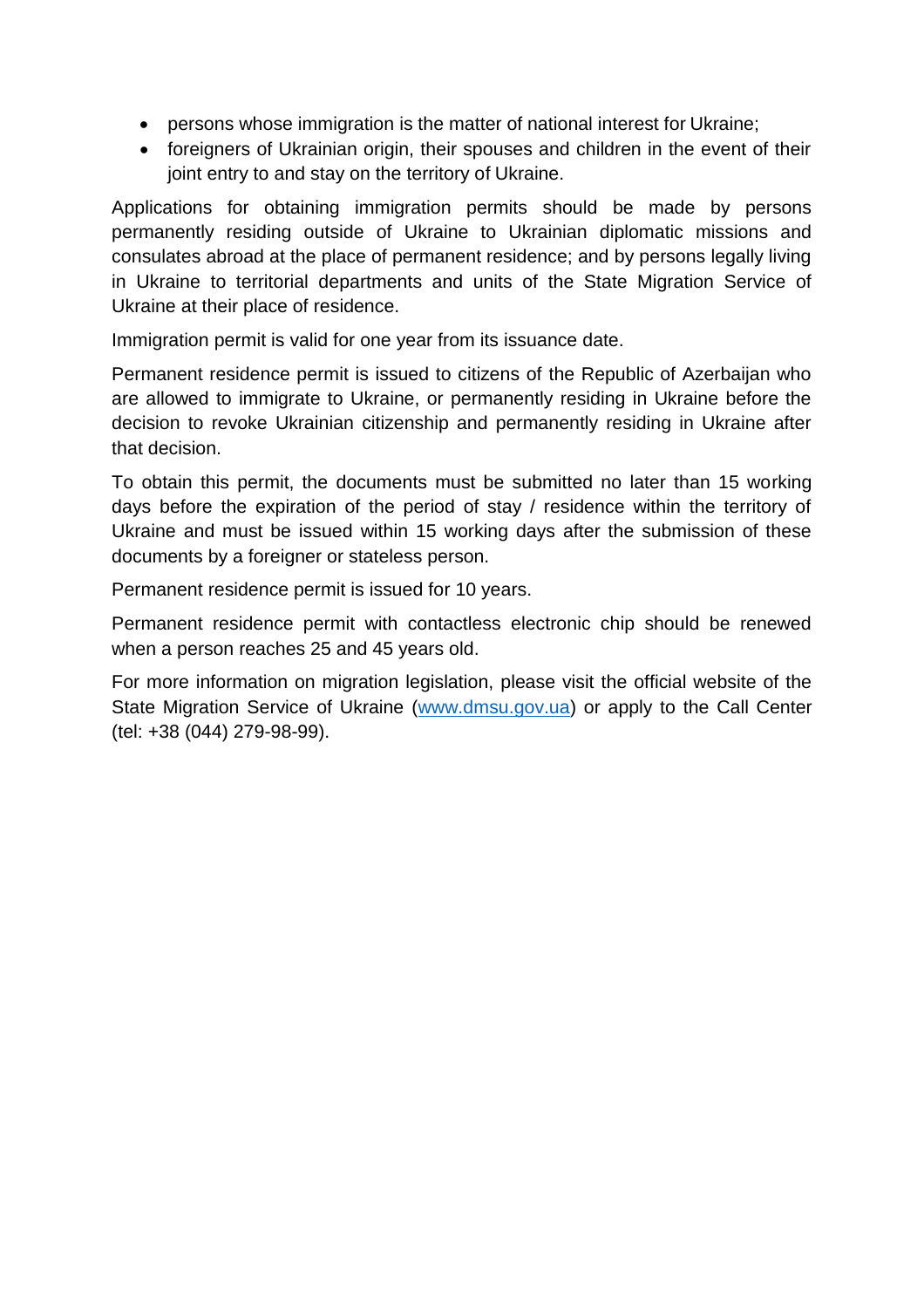- persons whose immigration is the matter of national interest for Ukraine;
- foreigners of Ukrainian origin, their spouses and children in the event of their joint entry to and stay on the territory of Ukraine.

Applications for obtaining immigration permits should be made by persons permanently residing outside of Ukraine to Ukrainian diplomatic missions and consulates abroad at the place of permanent residence; and by persons legally living in Ukraine to territorial departments and units of the State Migration Service of Ukraine at their place of residence.

Immigration permit is valid for one year from its issuance date.

Permanent residence permit is issued to citizens of the Republic of Azerbaijan who are allowed to immigrate to Ukraine, or permanently residing in Ukraine before the decision to revoke Ukrainian citizenship and permanently residing in Ukraine after that decision.

To obtain this permit, the documents must be submitted no later than 15 working days before the expiration of the period of stay / residence within the territory of Ukraine and must be issued within 15 working days after the submission of these documents by a foreigner or stateless person.

Permanent residence permit is issued for 10 years.

Permanent residence permit with contactless electronic chip should be renewed when a person reaches 25 and 45 years old.

For more information on migration legislation, please visit the official website of the State Migration Service of Ukraine (www.dmsu.gov.ua) or apply to the Call Center (tel: +38 (044) 279-98-99).